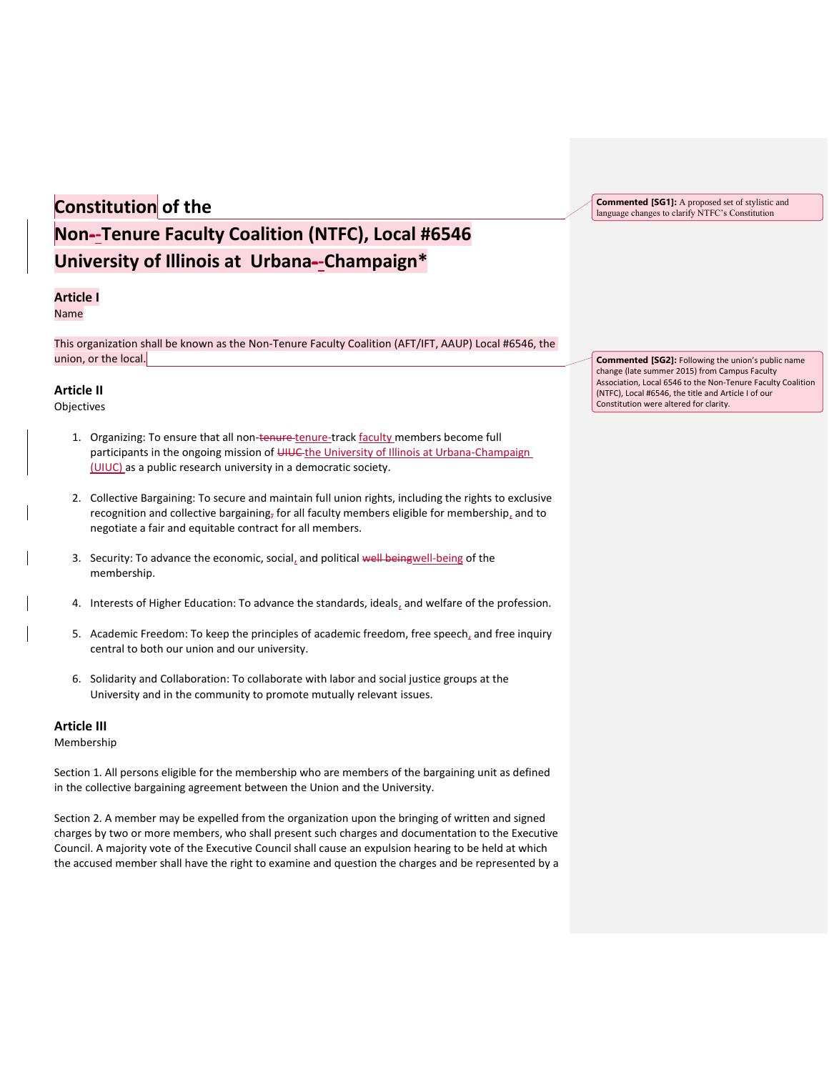# Constitution of the Non-Tenure Faculty Coalition (NTFC), Local #6546 University of Illinois at Urbana-Champaign*

## Article I

Name

This organization shall be known as the Non-Tenure Faculty Coalition (AFT/IFT, AAUP) Local #6546, the union, or the local.

## Article II

Objectives

1. Organizing: To ensure that all non-tenure-track faculty members become full participants in the ongoing mission of the University of Illinois at Urbana-Champaign (UIUC) as a public research university in a democratic society.

2. Collective Bargaining: To secure and maintain full union rights, including the rights to exclusive recognition and collective bargaining for all faculty members eligible for membership, and to negotiate a fair and equitable contract for all members.

3. Security: To advance the economic, social, and political well-being of the membership.

4. Interests of Higher Education: To advance the standards, ideals, and welfare of the profession.

5. Academic Freedom: To keep the principles of academic freedom, free speech, and free inquiry central to both our union and our university.

6. Solidarity and Collaboration: To collaborate with labor and social justice groups at the University and in the community to promote mutually relevant issues.

## Article III

Membership

Section 1. All persons eligible for the membership who are members of the bargaining unit as defined in the collective bargaining agreement between the Union and the University.

Section 2. A member may be expelled from the organization upon the bringing of written and signed charges by two or more members, who shall present such charges and documentation to the Executive Council. A majority vote of the Executive Council shall cause an expulsion hearing to be held at which the accused member shall have the right to examine and question the charges and be represented by a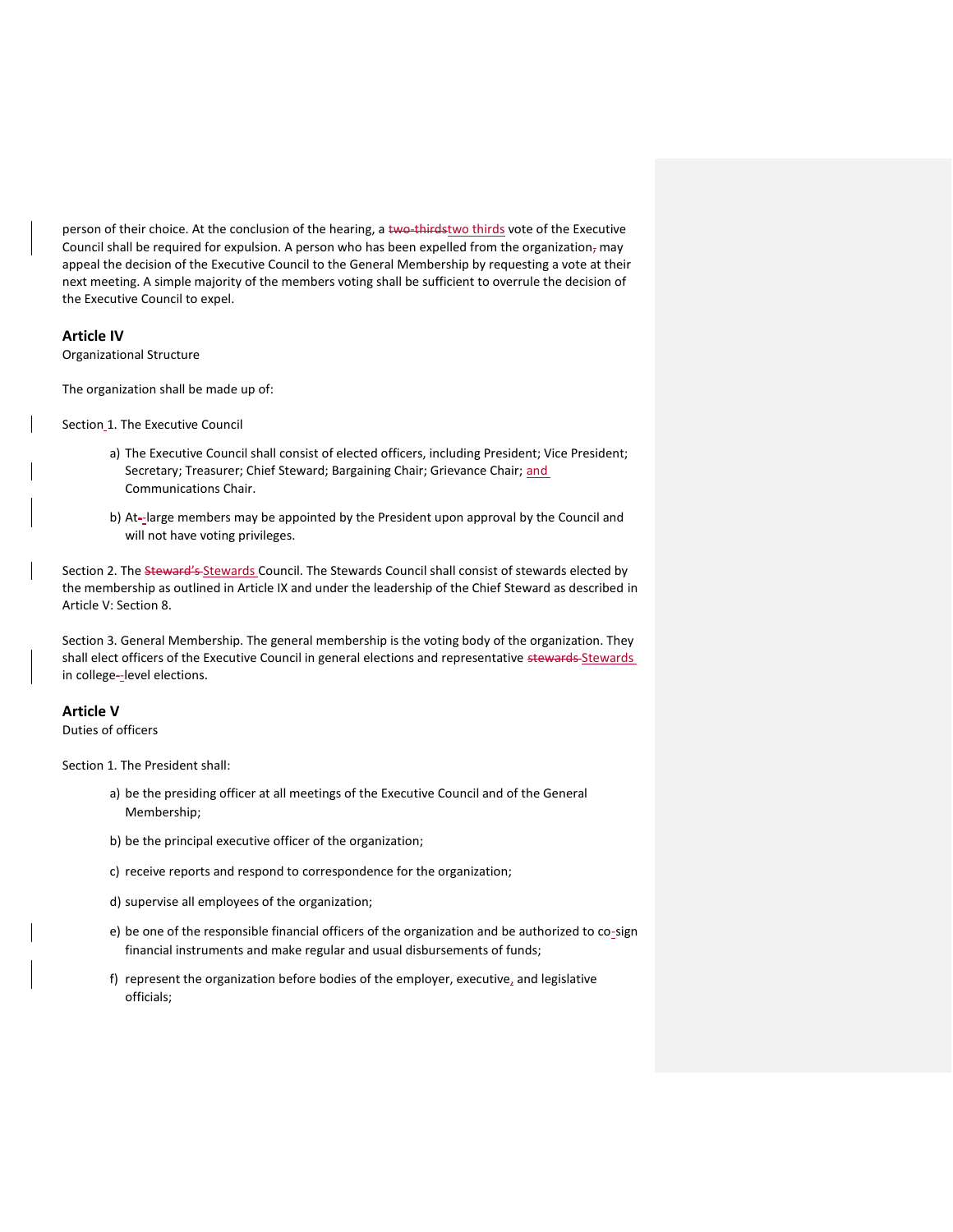person of their choice. At the conclusion of the hearing, a two-thirdstwo thirds vote of the Executive Council shall be required for expulsion. A person who has been expelled from the organization, may appeal the decision of the Executive Council to the General Membership by requesting a vote at their next meeting. A simple majority of the members voting shall be sufficient to overrule the decision of the Executive Council to expel.

## Article IV

Organizational Structure

The organization shall be made up of:

Section 1. The Executive Council

a) The Executive Council shall consist of elected officers, including President; Vice President; Secretary; Treasurer; Chief Steward; Bargaining Chair; Grievance Chair; and Communications Chair.

b) At-large members may be appointed by the President upon approval by the Council and will not have voting privileges.

Section 2. The Steward's Stewards Council. The Stewards Council shall consist of stewards elected by the membership as outlined in Article IX and under the leadership of the Chief Steward as described in Article V: Section 8.

Section 3. General Membership. The general membership is the voting body of the organization. They shall elect officers of the Executive Council in general elections and representative stewards Stewards in college-level elections.

## Article V

Duties of officers

Section 1. The President shall:

a) be the presiding officer at all meetings of the Executive Council and of the General Membership;

b) be the principal executive officer of the organization;

c) receive reports and respond to correspondence for the organization;

d) supervise all employees of the organization;

e) be one of the responsible financial officers of the organization and be authorized to co-sign financial instruments and make regular and usual disbursements of funds;

f) represent the organization before bodies of the employer, executive, and legislative officials;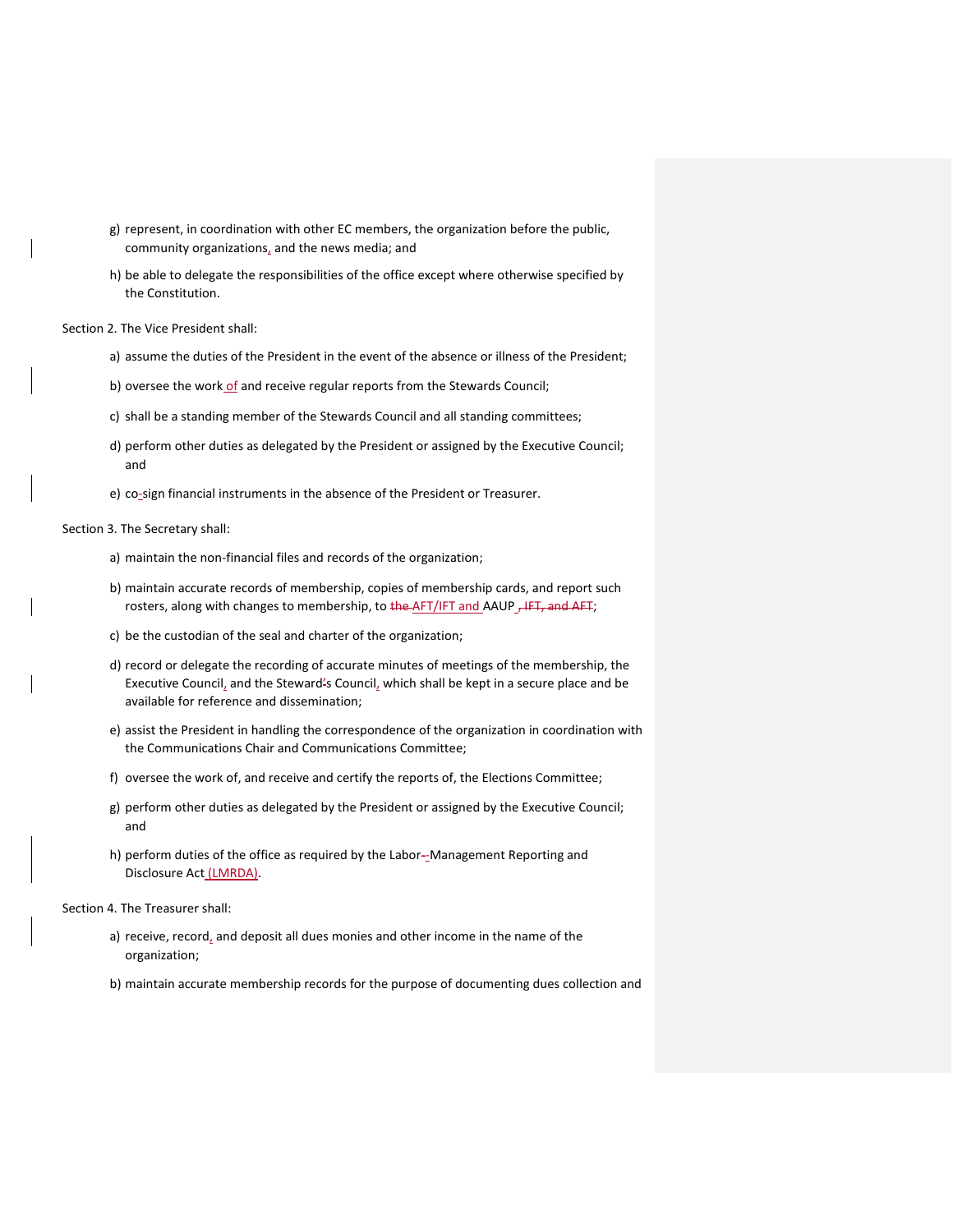g) represent, in coordination with other EC members, the organization before the public, community organizations, and the news media; and

h) be able to delegate the responsibilities of the office except where otherwise specified by the Constitution.

Section 2. The Vice President shall:

a) assume the duties of the President in the event of the absence or illness of the President;

b) oversee the work of and receive regular reports from the Stewards Council;

c) shall be a standing member of the Stewards Council and all standing committees;

d) perform other duties as delegated by the President or assigned by the Executive Council; and

e) co-sign financial instruments in the absence of the President or Treasurer.

Section 3. The Secretary shall:

a) maintain the non-financial files and records of the organization;

b) maintain accurate records of membership, copies of membership cards, and report such rosters, along with changes to membership, to ~~the~~ AFT/IFT and AAUP ~~, IFT, and AFT~~;

c) be the custodian of the seal and charter of the organization;

d) record or delegate the recording of accurate minutes of meetings of the membership, the Executive Council, and the Steward~~'~~s Council, which shall be kept in a secure place and be available for reference and dissemination;

e) assist the President in handling the correspondence of the organization in coordination with the Communications Chair and Communications Committee;

f) oversee the work of, and receive and certify the reports of, the Elections Committee;

g) perform other duties as delegated by the President or assigned by the Executive Council; and

h) perform duties of the office as required by the Labor-~~-~~Management Reporting and Disclosure Act (LMRDA).

Section 4. The Treasurer shall:

a) receive, record, and deposit all dues monies and other income in the name of the organization;

b) maintain accurate membership records for the purpose of documenting dues collection and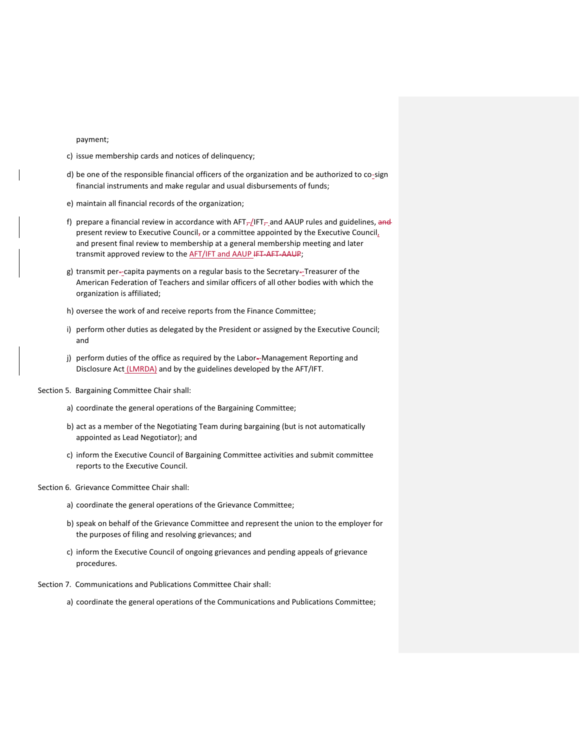payment;

c) issue membership cards and notices of delinquency;

d) be one of the responsible financial officers of the organization and be authorized to co-sign financial instruments and make regular and usual disbursements of funds;

e) maintain all financial records of the organization;

f) prepare a financial review in accordance with AFT/IFT and AAUP rules and guidelines, ~~and~~ present review to Executive Council or a committee appointed by the Executive Council, and present final review to membership at a general membership meeting and later transmit approved review to the AFT/IFT and AAUP ~~IFT-AFT-AAUP~~;

g) transmit per-capita payments on a regular basis to the Secretary-Treasurer of the American Federation of Teachers and similar officers of all other bodies with which the organization is affiliated;

h) oversee the work of and receive reports from the Finance Committee;

i) perform other duties as delegated by the President or assigned by the Executive Council; and

j) perform duties of the office as required by the Labor-Management Reporting and Disclosure Act (LMRDA) and by the guidelines developed by the AFT/IFT.

Section 5. Bargaining Committee Chair shall:

a) coordinate the general operations of the Bargaining Committee;

b) act as a member of the Negotiating Team during bargaining (but is not automatically appointed as Lead Negotiator); and

c) inform the Executive Council of Bargaining Committee activities and submit committee reports to the Executive Council.

Section 6. Grievance Committee Chair shall:

a) coordinate the general operations of the Grievance Committee;

b) speak on behalf of the Grievance Committee and represent the union to the employer for the purposes of filing and resolving grievances; and

c) inform the Executive Council of ongoing grievances and pending appeals of grievance procedures.

Section 7. Communications and Publications Committee Chair shall:

a) coordinate the general operations of the Communications and Publications Committee;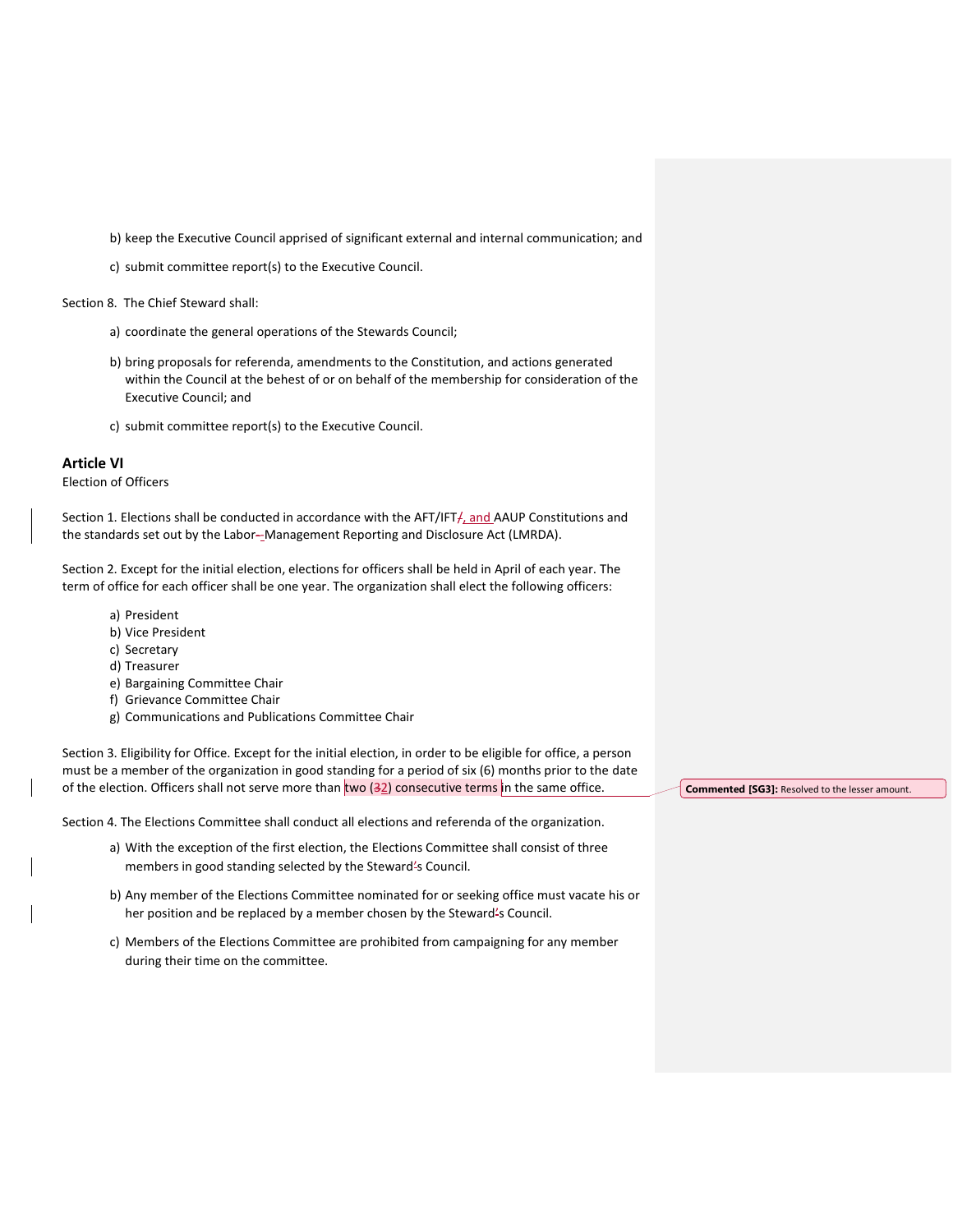b) keep the Executive Council apprised of significant external and internal communication; and

c) submit committee report(s) to the Executive Council.

Section 8. The Chief Steward shall:

a) coordinate the general operations of the Stewards Council;

b) bring proposals for referenda, amendments to the Constitution, and actions generated within the Council at the behest of or on behalf of the membership for consideration of the Executive Council; and

c) submit committee report(s) to the Executive Council.

## Article VI

Election of Officers

Section 1. Elections shall be conducted in accordance with the AFT/IFT, and AAUP Constitutions and the standards set out by the Labor-Management Reporting and Disclosure Act (LMRDA).

Section 2. Except for the initial election, elections for officers shall be held in April of each year. The term of office for each officer shall be one year. The organization shall elect the following officers:

a) President
b) Vice President
c) Secretary
d) Treasurer
e) Bargaining Committee Chair
f) Grievance Committee Chair
g) Communications and Publications Committee Chair

Section 3. Eligibility for Office. Except for the initial election, in order to be eligible for office, a person must be a member of the organization in good standing for a period of six (6) months prior to the date of the election. Officers shall not serve more than two (2) consecutive terms in the same office.

**Commented [SG3]:** Resolved to the lesser amount.

Section 4. The Elections Committee shall conduct all elections and referenda of the organization.

a) With the exception of the first election, the Elections Committee shall consist of three members in good standing selected by the Stewards Council.

b) Any member of the Elections Committee nominated for or seeking office must vacate his or her position and be replaced by a member chosen by the Stewards Council.

c) Members of the Elections Committee are prohibited from campaigning for any member during their time on the committee.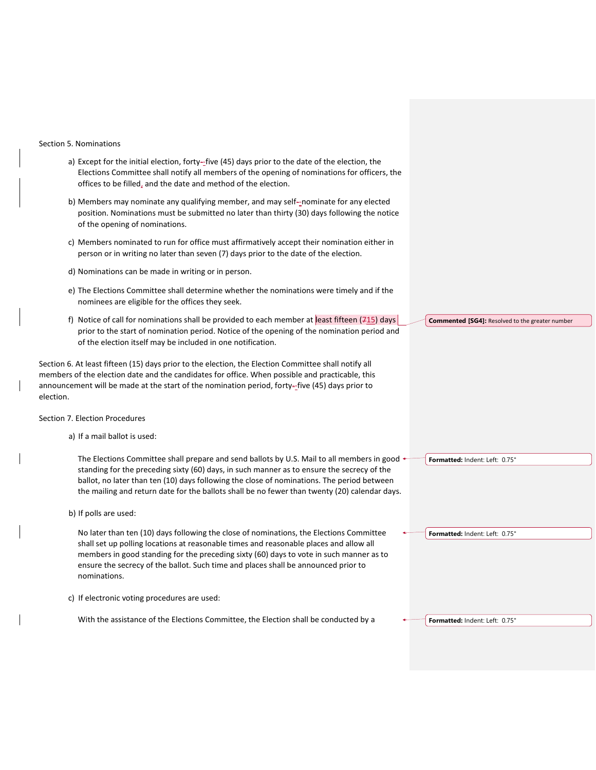Section 5. Nominations

a) Except for the initial election, forty-five (45) days prior to the date of the election, the Elections Committee shall notify all members of the opening of nominations for officers, the offices to be filled, and the date and method of the election.

b) Members may nominate any qualifying member, and may self-nominate for any elected position. Nominations must be submitted no later than thirty (30) days following the notice of the opening of nominations.

c) Members nominated to run for office must affirmatively accept their nomination either in person or in writing no later than seven (7) days prior to the date of the election.

d) Nominations can be made in writing or in person.

e) The Elections Committee shall determine whether the nominations were timely and if the nominees are eligible for the offices they seek.

f) Notice of call for nominations shall be provided to each member at least fifteen (15) days prior to the start of nomination period. Notice of the opening of the nomination period and of the election itself may be included in one notification.

Section 6. At least fifteen (15) days prior to the election, the Election Committee shall notify all members of the election date and the candidates for office. When possible and practicable, this announcement will be made at the start of the nomination period, forty-five (45) days prior to election.

Section 7. Election Procedures

a) If a mail ballot is used:

The Elections Committee shall prepare and send ballots by U.S. Mail to all members in good standing for the preceding sixty (60) days, in such manner as to ensure the secrecy of the ballot, no later than ten (10) days following the close of nominations. The period between the mailing and return date for the ballots shall be no fewer than twenty (20) calendar days.

b) If polls are used:

No later than ten (10) days following the close of nominations, the Elections Committee shall set up polling locations at reasonable times and reasonable places and allow all members in good standing for the preceding sixty (60) days to vote in such manner as to ensure the secrecy of the ballot. Such time and places shall be announced prior to nominations.

c) If electronic voting procedures are used:

With the assistance of the Elections Committee, the Election shall be conducted by a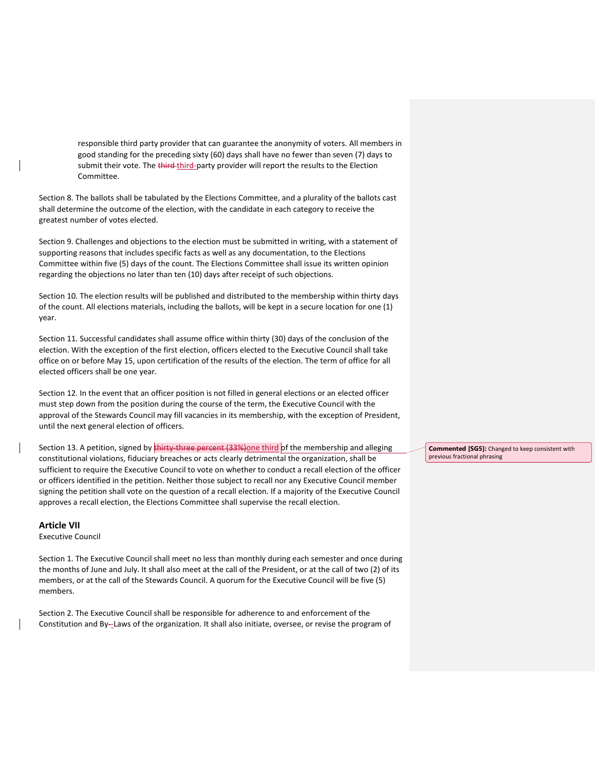responsible third party provider that can guarantee the anonymity of voters. All members in good standing for the preceding sixty (60) days shall have no fewer than seven (7) days to submit their vote. The third-party provider will report the results to the Election Committee.

Section 8. The ballots shall be tabulated by the Elections Committee, and a plurality of the ballots cast shall determine the outcome of the election, with the candidate in each category to receive the greatest number of votes elected.

Section 9. Challenges and objections to the election must be submitted in writing, with a statement of supporting reasons that includes specific facts as well as any documentation, to the Elections Committee within five (5) days of the count. The Elections Committee shall issue its written opinion regarding the objections no later than ten (10) days after receipt of such objections.

Section 10. The election results will be published and distributed to the membership within thirty days of the count. All elections materials, including the ballots, will be kept in a secure location for one (1) year.

Section 11. Successful candidates shall assume office within thirty (30) days of the conclusion of the election. With the exception of the first election, officers elected to the Executive Council shall take office on or before May 15, upon certification of the results of the election. The term of office for all elected officers shall be one year.

Section 12. In the event that an officer position is not filled in general elections or an elected officer must step down from the position during the course of the term, the Executive Council with the approval of the Stewards Council may fill vacancies in its membership, with the exception of President, until the next general election of officers.

Section 13. A petition, signed by ~~thirty-three percent (33%)~~one third of the membership and alleging constitutional violations, fiduciary breaches or acts clearly detrimental the organization, shall be sufficient to require the Executive Council to vote on whether to conduct a recall election of the officer or officers identified in the petition. Neither those subject to recall nor any Executive Council member signing the petition shall vote on the question of a recall election. If a majority of the Executive Council approves a recall election, the Elections Committee shall supervise the recall election.

**Commented [SG5]:** Changed to keep consistent with previous fractional phrasing

## Article VII

Executive Council

Section 1. The Executive Council shall meet no less than monthly during each semester and once during the months of June and July. It shall also meet at the call of the President, or at the call of two (2) of its members, or at the call of the Stewards Council. A quorum for the Executive Council will be five (5) members.

Section 2. The Executive Council shall be responsible for adherence to and enforcement of the Constitution and By-Laws of the organization. It shall also initiate, oversee, or revise the program of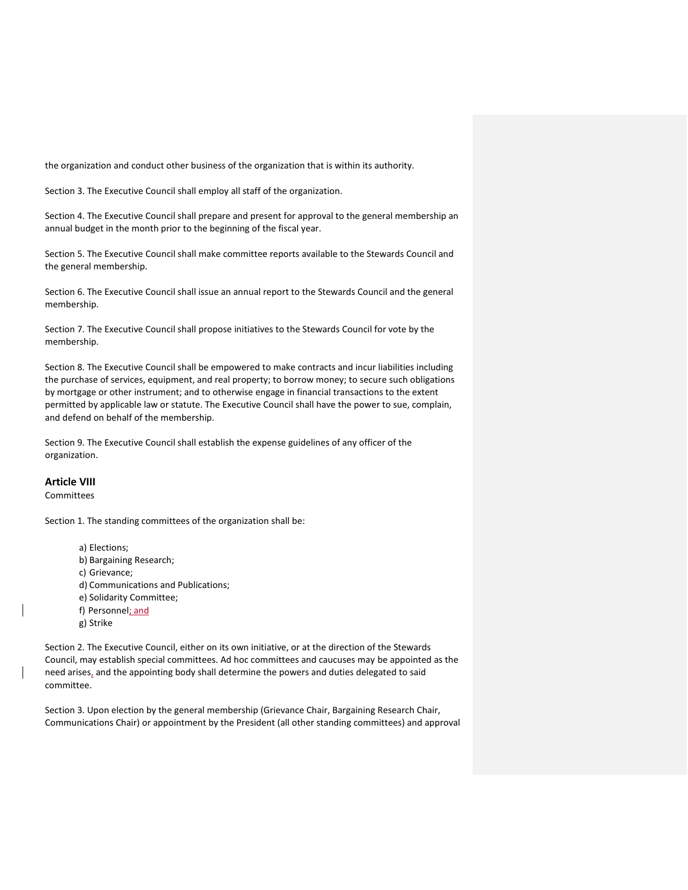the organization and conduct other business of the organization that is within its authority.

Section 3. The Executive Council shall employ all staff of the organization.

Section 4. The Executive Council shall prepare and present for approval to the general membership an annual budget in the month prior to the beginning of the fiscal year.

Section 5. The Executive Council shall make committee reports available to the Stewards Council and the general membership.

Section 6. The Executive Council shall issue an annual report to the Stewards Council and the general membership.

Section 7. The Executive Council shall propose initiatives to the Stewards Council for vote by the membership.

Section 8. The Executive Council shall be empowered to make contracts and incur liabilities including the purchase of services, equipment, and real property; to borrow money; to secure such obligations by mortgage or other instrument; and to otherwise engage in financial transactions to the extent permitted by applicable law or statute. The Executive Council shall have the power to sue, complain, and defend on behalf of the membership.

Section 9. The Executive Council shall establish the expense guidelines of any officer of the organization.

## Article VIII

Committees

Section 1. The standing committees of the organization shall be:

a) Elections;
b) Bargaining Research;
c) Grievance;
d) Communications and Publications;
e) Solidarity Committee;
f) Personnel; and
g) Strike

Section 2. The Executive Council, either on its own initiative, or at the direction of the Stewards Council, may establish special committees. Ad hoc committees and caucuses may be appointed as the need arises, and the appointing body shall determine the powers and duties delegated to said committee.

Section 3. Upon election by the general membership (Grievance Chair, Bargaining Research Chair, Communications Chair) or appointment by the President (all other standing committees) and approval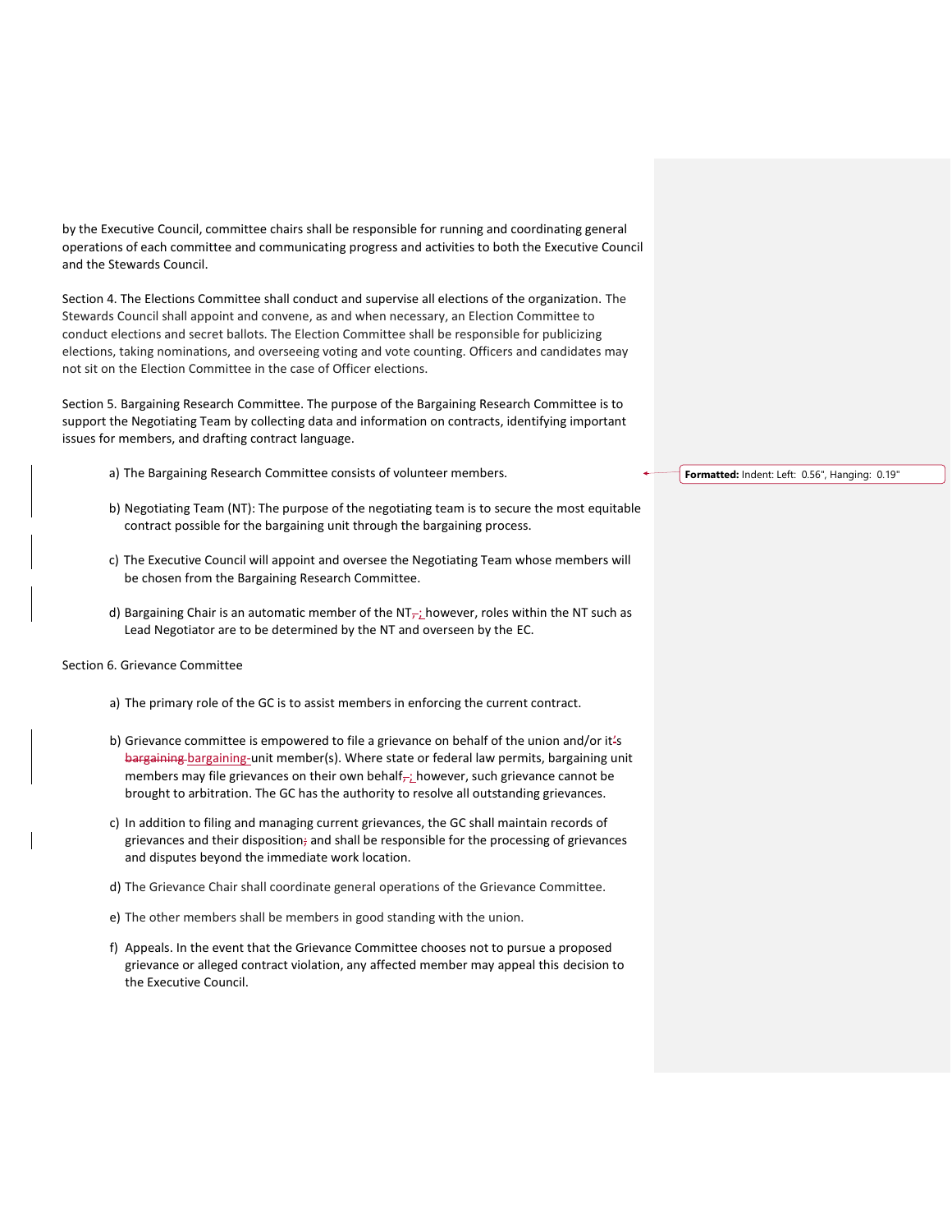by the Executive Council, committee chairs shall be responsible for running and coordinating general operations of each committee and communicating progress and activities to both the Executive Council and the Stewards Council.

Section 4. The Elections Committee shall conduct and supervise all elections of the organization. The Stewards Council shall appoint and convene, as and when necessary, an Election Committee to conduct elections and secret ballots. The Election Committee shall be responsible for publicizing elections, taking nominations, and overseeing voting and vote counting. Officers and candidates may not sit on the Election Committee in the case of Officer elections.

Section 5. Bargaining Research Committee. The purpose of the Bargaining Research Committee is to support the Negotiating Team by collecting data and information on contracts, identifying important issues for members, and drafting contract language.

a) The Bargaining Research Committee consists of volunteer members.

b) Negotiating Team (NT): The purpose of the negotiating team is to secure the most equitable contract possible for the bargaining unit through the bargaining process.

c) The Executive Council will appoint and oversee the Negotiating Team whose members will be chosen from the Bargaining Research Committee.

d) Bargaining Chair is an automatic member of the NT; however, roles within the NT such as Lead Negotiator are to be determined by the NT and overseen by the EC.

Section 6. Grievance Committee

a) The primary role of the GC is to assist members in enforcing the current contract.

b) Grievance committee is empowered to file a grievance on behalf of the union and/or its bargaining-unit member(s). Where state or federal law permits, bargaining unit members may file grievances on their own behalf; however, such grievance cannot be brought to arbitration. The GC has the authority to resolve all outstanding grievances.

c) In addition to filing and managing current grievances, the GC shall maintain records of grievances and their disposition and shall be responsible for the processing of grievances and disputes beyond the immediate work location.

d) The Grievance Chair shall coordinate general operations of the Grievance Committee.

e) The other members shall be members in good standing with the union.

f) Appeals. In the event that the Grievance Committee chooses not to pursue a proposed grievance or alleged contract violation, any affected member may appeal this decision to the Executive Council.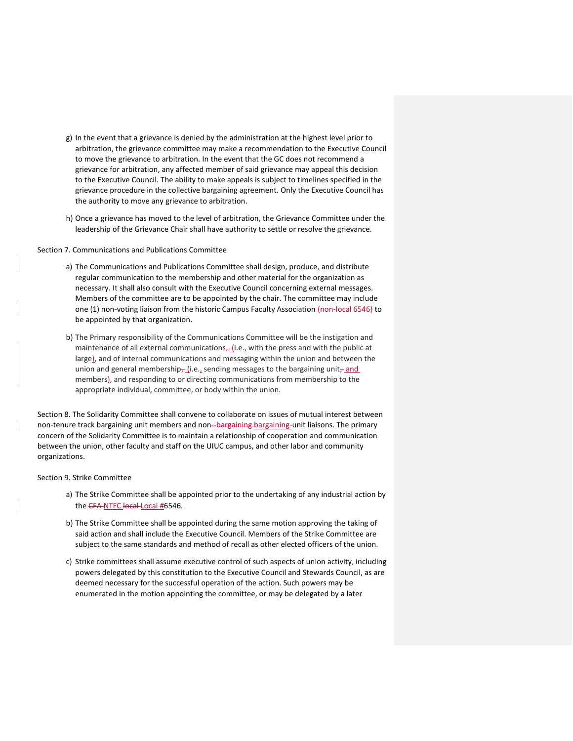g) In the event that a grievance is denied by the administration at the highest level prior to arbitration, the grievance committee may make a recommendation to the Executive Council to move the grievance to arbitration. In the event that the GC does not recommend a grievance for arbitration, any affected member of said grievance may appeal this decision to the Executive Council. The ability to make appeals is subject to timelines specified in the grievance procedure in the collective bargaining agreement. Only the Executive Council has the authority to move any grievance to arbitration.

h) Once a grievance has moved to the level of arbitration, the Grievance Committee under the leadership of the Grievance Chair shall have authority to settle or resolve the grievance.

Section 7. Communications and Publications Committee

a) The Communications and Publications Committee shall design, produce, and distribute regular communication to the membership and other material for the organization as necessary. It shall also consult with the Executive Council concerning external messages. Members of the committee are to be appointed by the chair. The committee may include one (1) non-voting liaison from the historic Campus Faculty Association ~~(non-local 6546)~~ to be appointed by that organization.

b) The Primary responsibility of the Communications Committee will be the instigation and maintenance of all external communications~~,~~ (i.e., with the press and with the public at large), and of internal communications and messaging within the union and between the union and general membership~~,~~ (i.e., sending messages to the bargaining unit~~,~~ and members), and responding to or directing communications from membership to the appropriate individual, committee, or body within the union.

Section 8. The Solidarity Committee shall convene to collaborate on issues of mutual interest between non-tenure track bargaining unit members and non~~--bargaining~~ bargaining-unit liaisons. The primary concern of the Solidarity Committee is to maintain a relationship of cooperation and communication between the union, other faculty and staff on the UIUC campus, and other labor and community organizations.

Section 9. Strike Committee

a) The Strike Committee shall be appointed prior to the undertaking of any industrial action by the ~~CFA~~ NTFC ~~local~~ Local #6546.

b) The Strike Committee shall be appointed during the same motion approving the taking of said action and shall include the Executive Council. Members of the Strike Committee are subject to the same standards and method of recall as other elected officers of the union.

c) Strike committees shall assume executive control of such aspects of union activity, including powers delegated by this constitution to the Executive Council and Stewards Council, as are deemed necessary for the successful operation of the action. Such powers may be enumerated in the motion appointing the committee, or may be delegated by a later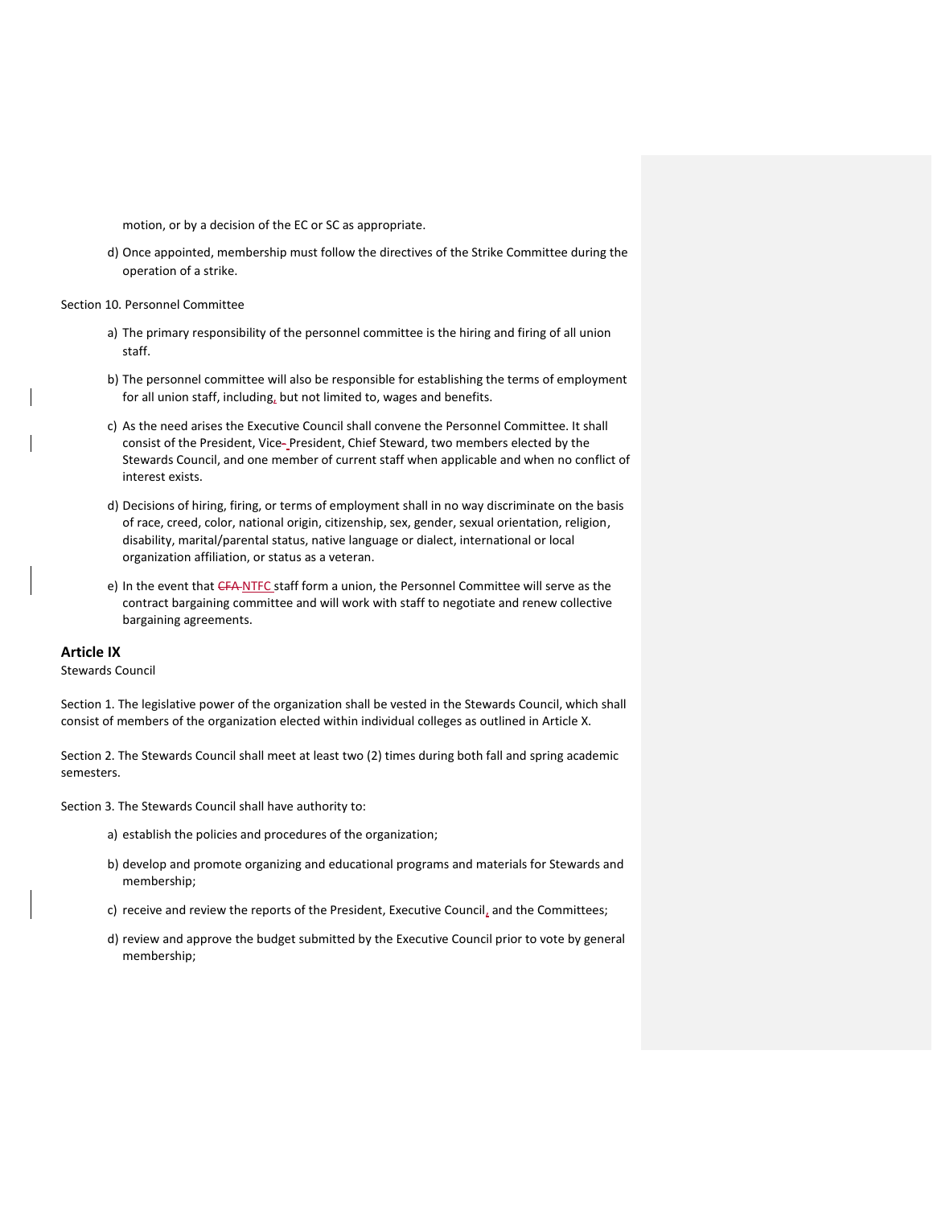motion, or by a decision of the EC or SC as appropriate.

d) Once appointed, membership must follow the directives of the Strike Committee during the operation of a strike.

Section 10. Personnel Committee

a) The primary responsibility of the personnel committee is the hiring and firing of all union staff.

b) The personnel committee will also be responsible for establishing the terms of employment for all union staff, including, but not limited to, wages and benefits.

c) As the need arises the Executive Council shall convene the Personnel Committee. It shall consist of the President, Vice President, Chief Steward, two members elected by the Stewards Council, and one member of current staff when applicable and when no conflict of interest exists.

d) Decisions of hiring, firing, or terms of employment shall in no way discriminate on the basis of race, creed, color, national origin, citizenship, sex, gender, sexual orientation, religion, disability, marital/parental status, native language or dialect, international or local organization affiliation, or status as a veteran.

e) In the event that ~~CFA~~ NTFC staff form a union, the Personnel Committee will serve as the contract bargaining committee and will work with staff to negotiate and renew collective bargaining agreements.

## Article IX

Stewards Council

Section 1. The legislative power of the organization shall be vested in the Stewards Council, which shall consist of members of the organization elected within individual colleges as outlined in Article X.

Section 2. The Stewards Council shall meet at least two (2) times during both fall and spring academic semesters.

Section 3. The Stewards Council shall have authority to:

a) establish the policies and procedures of the organization;

b) develop and promote organizing and educational programs and materials for Stewards and membership;

c) receive and review the reports of the President, Executive Council, and the Committees;

d) review and approve the budget submitted by the Executive Council prior to vote by general membership;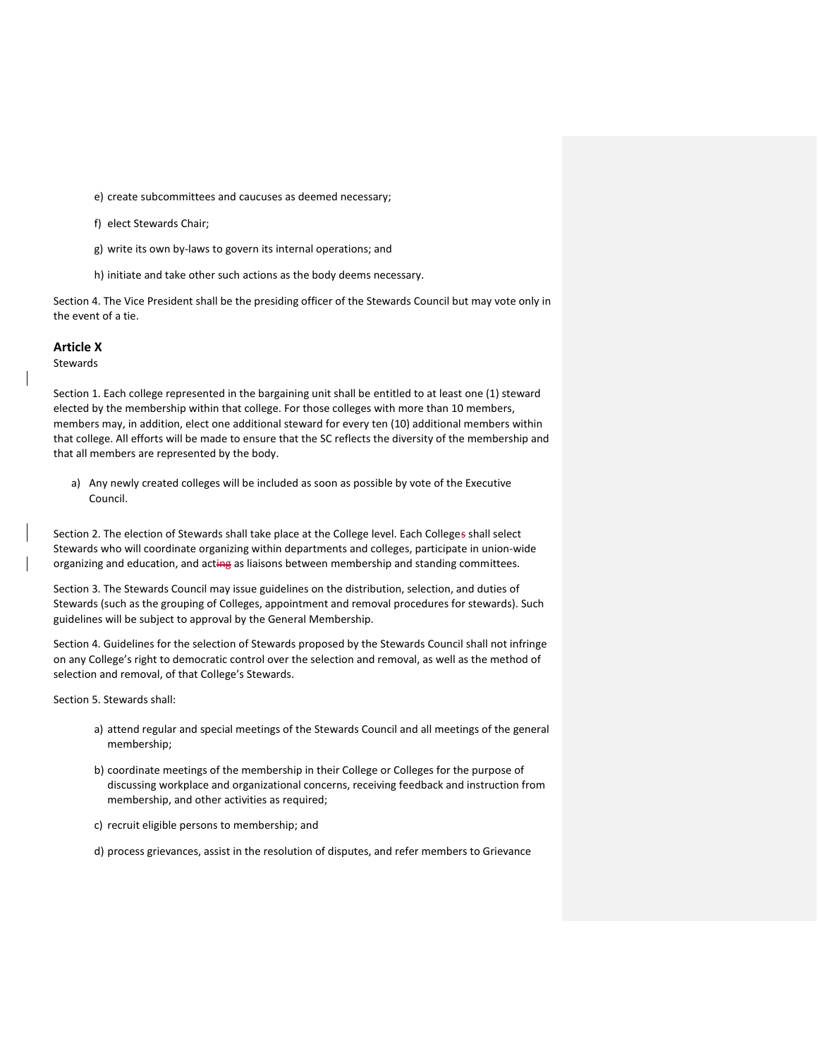e) create subcommittees and caucuses as deemed necessary;

f) elect Stewards Chair;

g) write its own by-laws to govern its internal operations; and

h) initiate and take other such actions as the body deems necessary.

Section 4. The Vice President shall be the presiding officer of the Stewards Council but may vote only in the event of a tie.

## Article X

Stewards

Section 1. Each college represented in the bargaining unit shall be entitled to at least one (1) steward elected by the membership within that college. For those colleges with more than 10 members, members may, in addition, elect one additional steward for every ten (10) additional members within that college. All efforts will be made to ensure that the SC reflects the diversity of the membership and that all members are represented by the body.

a) Any newly created colleges will be included as soon as possible by vote of the Executive Council.

Section 2. The election of Stewards shall take place at the College level. Each College~~s~~ shall select Stewards who will coordinate organizing within departments and colleges, participate in union-wide organizing and education, and act~~ing~~ as liaisons between membership and standing committees.

Section 3. The Stewards Council may issue guidelines on the distribution, selection, and duties of Stewards (such as the grouping of Colleges, appointment and removal procedures for stewards). Such guidelines will be subject to approval by the General Membership.

Section 4. Guidelines for the selection of Stewards proposed by the Stewards Council shall not infringe on any College's right to democratic control over the selection and removal, as well as the method of selection and removal, of that College's Stewards.

Section 5. Stewards shall:

a) attend regular and special meetings of the Stewards Council and all meetings of the general membership;

b) coordinate meetings of the membership in their College or Colleges for the purpose of discussing workplace and organizational concerns, receiving feedback and instruction from membership, and other activities as required;

c) recruit eligible persons to membership; and

d) process grievances, assist in the resolution of disputes, and refer members to Grievance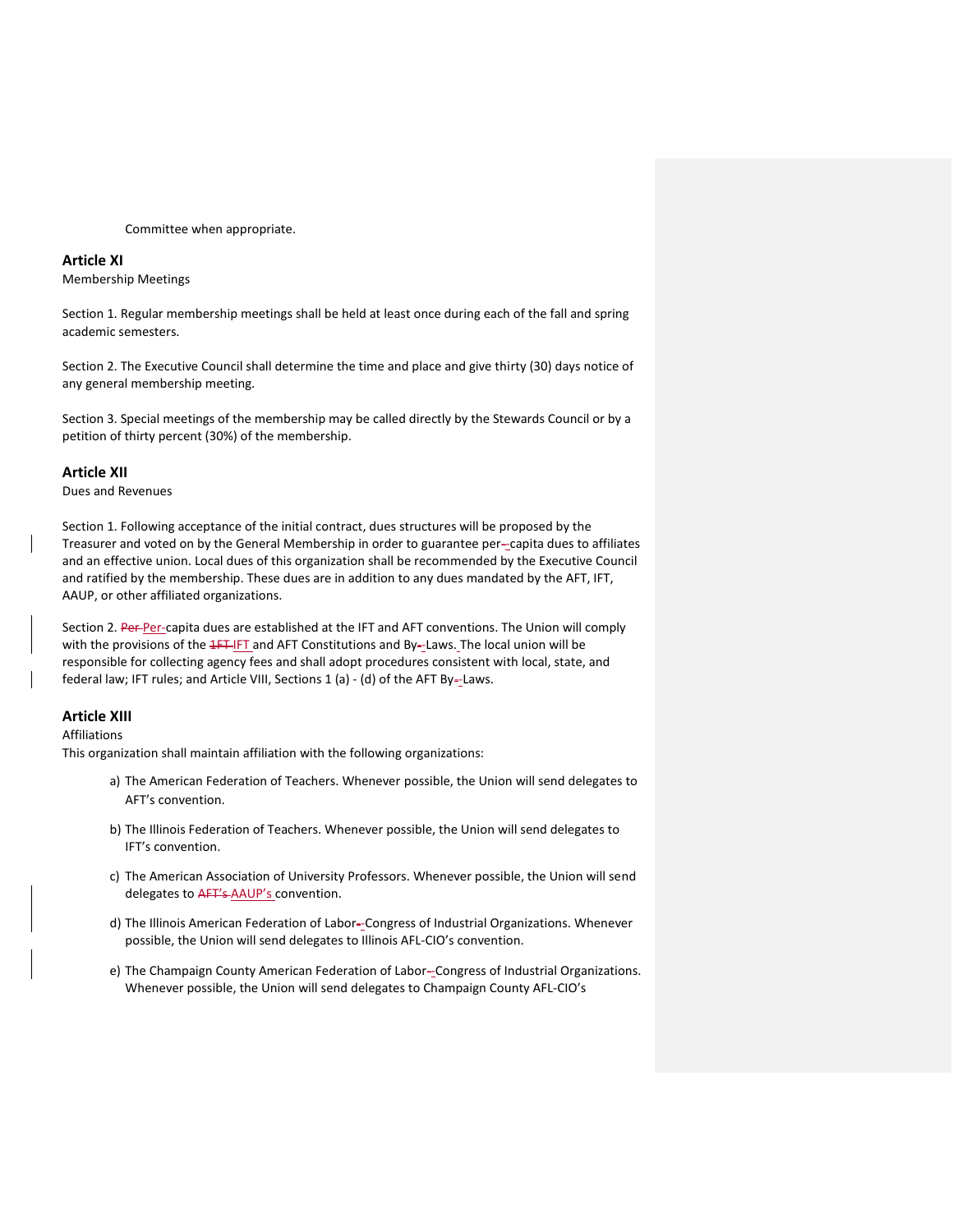Committee when appropriate.

### Article XI

Membership Meetings

Section 1. Regular membership meetings shall be held at least once during each of the fall and spring academic semesters.

Section 2. The Executive Council shall determine the time and place and give thirty (30) days notice of any general membership meeting.

Section 3. Special meetings of the membership may be called directly by the Stewards Council or by a petition of thirty percent (30%) of the membership.

### Article XII

Dues and Revenues

Section 1. Following acceptance of the initial contract, dues structures will be proposed by the Treasurer and voted on by the General Membership in order to guarantee per~~-~~-capita dues to affiliates and an effective union. Local dues of this organization shall be recommended by the Executive Council and ratified by the membership. These dues are in addition to any dues mandated by the AFT, IFT, AAUP, or other affiliated organizations.

Section 2. ~~Per~~ Per-capita dues are established at the IFT and AFT conventions. The Union will comply with the provisions of the ~~1FT~~ IFT and AFT Constitutions and By~~-~~-Laws. The local union will be responsible for collecting agency fees and shall adopt procedures consistent with local, state, and federal law; IFT rules; and Article VIII, Sections 1 (a) - (d) of the AFT By~~-~~-Laws.

### Article XIII

Affiliations

This organization shall maintain affiliation with the following organizations:

a) The American Federation of Teachers. Whenever possible, the Union will send delegates to AFT's convention.

b) The Illinois Federation of Teachers. Whenever possible, the Union will send delegates to IFT's convention.

c) The American Association of University Professors. Whenever possible, the Union will send delegates to ~~AFT's~~ AAUP's convention.

d) The Illinois American Federation of Labor~~-~~-Congress of Industrial Organizations. Whenever possible, the Union will send delegates to Illinois AFL-CIO's convention.

e) The Champaign County American Federation of Labor~~-~~-Congress of Industrial Organizations. Whenever possible, the Union will send delegates to Champaign County AFL-CIO's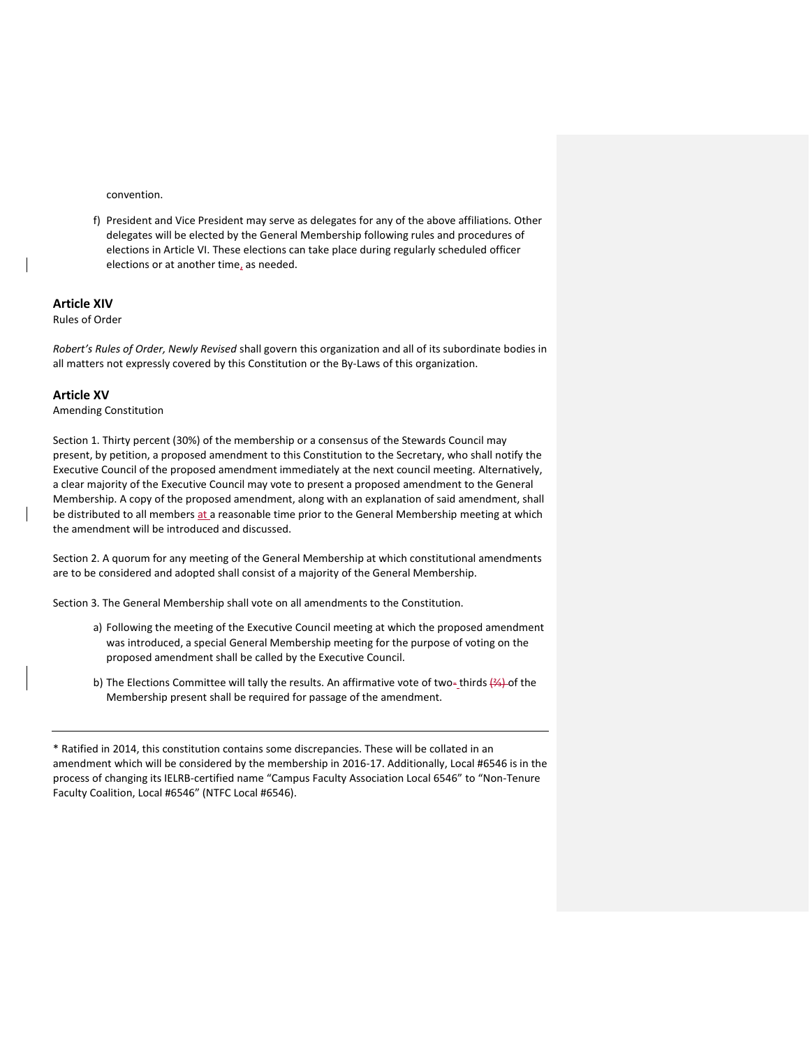convention.

f) President and Vice President may serve as delegates for any of the above affiliations. Other delegates will be elected by the General Membership following rules and procedures of elections in Article VI. These elections can take place during regularly scheduled officer elections or at another time, as needed.

## Article XIV

Rules of Order

*Robert's Rules of Order, Newly Revised* shall govern this organization and all of its subordinate bodies in all matters not expressly covered by this Constitution or the By-Laws of this organization.

## Article XV

Amending Constitution

Section 1. Thirty percent (30%) of the membership or a consensus of the Stewards Council may present, by petition, a proposed amendment to this Constitution to the Secretary, who shall notify the Executive Council of the proposed amendment immediately at the next council meeting. Alternatively, a clear majority of the Executive Council may vote to present a proposed amendment to the General Membership. A copy of the proposed amendment, along with an explanation of said amendment, shall be distributed to all members at a reasonable time prior to the General Membership meeting at which the amendment will be introduced and discussed.

Section 2. A quorum for any meeting of the General Membership at which constitutional amendments are to be considered and adopted shall consist of a majority of the General Membership.

Section 3. The General Membership shall vote on all amendments to the Constitution.

a) Following the meeting of the Executive Council meeting at which the proposed amendment was introduced, a special General Membership meeting for the purpose of voting on the proposed amendment shall be called by the Executive Council.

b) The Elections Committee will tally the results. An affirmative vote of two-thirds of the Membership present shall be required for passage of the amendment.

---

* Ratified in 2014, this constitution contains some discrepancies. These will be collated in an amendment which will be considered by the membership in 2016-17. Additionally, Local #6546 is in the process of changing its IELRB-certified name "Campus Faculty Association Local 6546" to "Non-Tenure Faculty Coalition, Local #6546" (NTFC Local #6546).